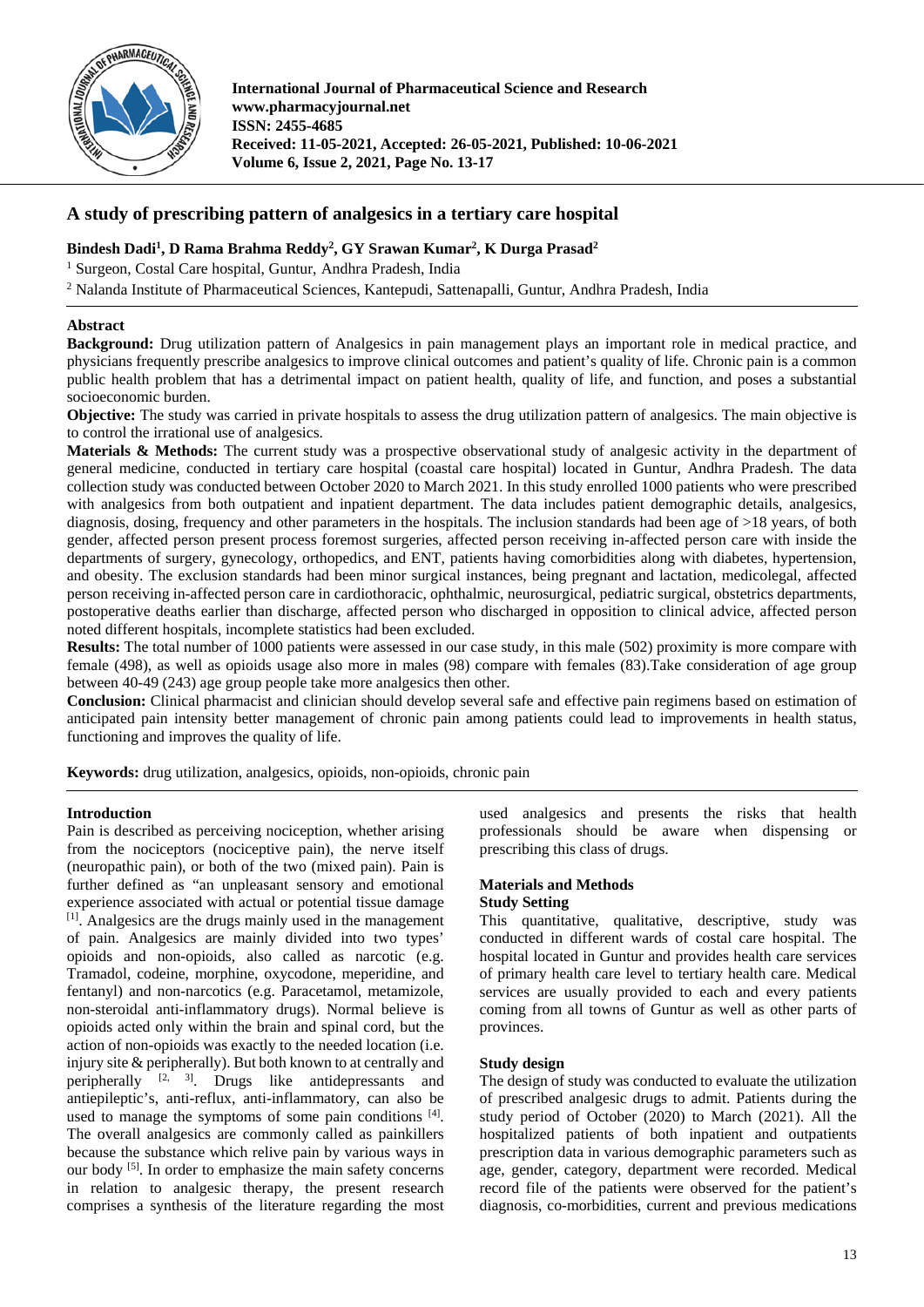International Journal of Pharmaceutical Science and Research
www.pharmacyjournal.net
ISSN: 2455-4685
Received: 11-05-2021, Accepted: 26-05-2021, Published: 10-06-2021
Volume 6, Issue 2, 2021, Page No. 13-17

# A study of prescribing pattern of analgesics in a tertiary care hospital

**Bindesh Dadi[1], D Rama Brahma Reddy[2], GY Srawan Kumar[2], K Durga Prasad[2]**

[1] Surgeon, Costal Care hospital, Guntur, Andhra Pradesh, India

[2] Nalanda Institute of Pharmaceutical Sciences, Kantepudi, Sattenapalli, Guntur, Andhra Pradesh, India

## Abstract

**Background:** Drug utilization pattern of Analgesics in pain management plays an important role in medical practice, and physicians frequently prescribe analgesics to improve clinical outcomes and patient's quality of life. Chronic pain is a common public health problem that has a detrimental impact on patient health, quality of life, and function, and poses a substantial socioeconomic burden.

**Objective:** The study was carried in private hospitals to assess the drug utilization pattern of analgesics. The main objective is to control the irrational use of analgesics.

**Materials & Methods:** The current study was a prospective observational study of analgesic activity in the department of general medicine, conducted in tertiary care hospital (coastal care hospital) located in Guntur, Andhra Pradesh. The data collection study was conducted between October 2020 to March 2021. In this study enrolled 1000 patients who were prescribed with analgesics from both outpatient and inpatient department. The data includes patient demographic details, analgesics, diagnosis, dosing, frequency and other parameters in the hospitals. The inclusion standards had been age of >18 years, of both gender, affected person present process foremost surgeries, affected person receiving in-affected person care with inside the departments of surgery, gynecology, orthopedics, and ENT, patients having comorbidities along with diabetes, hypertension, and obesity. The exclusion standards had been minor surgical instances, being pregnant and lactation, medicolegal, affected person receiving in-affected person care in cardiothoracic, ophthalmic, neurosurgical, pediatric surgical, obstetrics departments, postoperative deaths earlier than discharge, affected person who discharged in opposition to clinical advice, affected person noted different hospitals, incomplete statistics had been excluded.

**Results:** The total number of 1000 patients were assessed in our case study, in this male (502) proximity is more compare with female (498), as well as opioids usage also more in males (98) compare with females (83).Take consideration of age group between 40-49 (243) age group people take more analgesics then other.

**Conclusion:** Clinical pharmacist and clinician should develop several safe and effective pain regimens based on estimation of anticipated pain intensity better management of chronic pain among patients could lead to improvements in health status, functioning and improves the quality of life.

**Keywords:** drug utilization, analgesics, opioids, non-opioids, chronic pain

## Introduction

Pain is described as perceiving nociception, whether arising from the nociceptors (nociceptive pain), the nerve itself (neuropathic pain), or both of the two (mixed pain). Pain is further defined as "an unpleasant sensory and emotional experience associated with actual or potential tissue damage [1]. Analgesics are the drugs mainly used in the management of pain. Analgesics are mainly divided into two types' opioids and non-opioids, also called as narcotic (e.g. Tramadol, codeine, morphine, oxycodone, meperidine, and fentanyl) and non-narcotics (e.g. Paracetamol, metamizole, non-steroidal anti-inflammatory drugs). Normal believe is opioids acted only within the brain and spinal cord, but the action of non-opioids was exactly to the needed location (i.e. injury site & peripherally). But both known to at centrally and peripherally [2, 3]. Drugs like antidepressants and antiepileptic's, anti-reflux, anti-inflammatory, can also be used to manage the symptoms of some pain conditions [4]. The overall analgesics are commonly called as painkillers because the substance which relive pain by various ways in our body [5]. In order to emphasize the main safety concerns in relation to analgesic therapy, the present research comprises a synthesis of the literature regarding the most used analgesics and presents the risks that health professionals should be aware when dispensing or prescribing this class of drugs.

## Materials and Methods

### Study Setting

This quantitative, qualitative, descriptive, study was conducted in different wards of costal care hospital. The hospital located in Guntur and provides health care services of primary health care level to tertiary health care. Medical services are usually provided to each and every patients coming from all towns of Guntur as well as other parts of provinces.

### Study design

The design of study was conducted to evaluate the utilization of prescribed analgesic drugs to admit. Patients during the study period of October (2020) to March (2021). All the hospitalized patients of both inpatient and outpatients prescription data in various demographic parameters such as age, gender, category, department were recorded. Medical record file of the patients were observed for the patient's diagnosis, co-morbidities, current and previous medications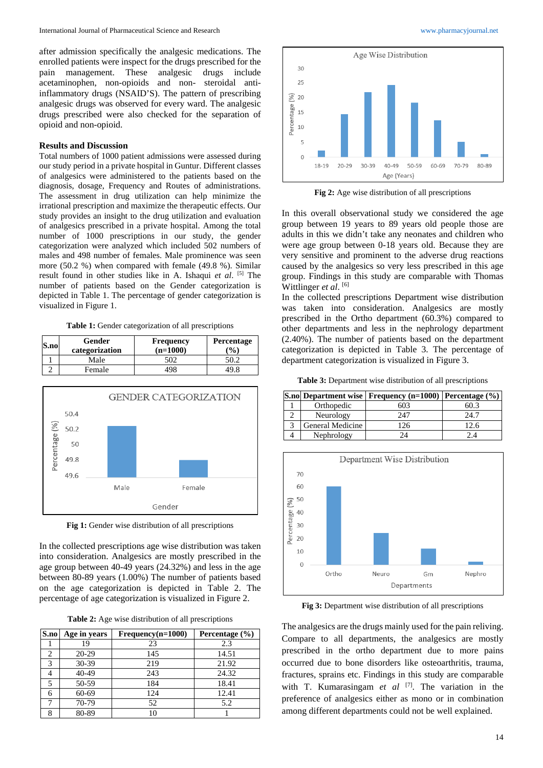after admission specifically the analgesic medications. The enrolled patients were inspect for the drugs prescribed for the pain management. These analgesic drugs include acetaminophen, non-opioids and non- steroidal anti-inflammatory drugs (NSAID'S). The pattern of prescribing analgesic drugs was observed for every ward. The analgesic drugs prescribed were also checked for the separation of opioid and non-opioid.

## Results and Discussion

Total numbers of 1000 patient admissions were assessed during our study period in a private hospital in Guntur. Different classes of analgesics were administered to the patients based on the diagnosis, dosage, Frequency and Routes of administrations. The assessment in drug utilization can help minimize the irrational prescription and maximize the therapeutic effects. Our study provides an insight to the drug utilization and evaluation of analgesics prescribed in a private hospital. Among the total number of 1000 prescriptions in our study, the gender categorization were analyzed which included 502 numbers of males and 498 number of females. Male prominence was seen more (50.2 %) when compared with female (49.8 %). Similar result found in other studies like in A. Ishaqui *et al.* [5] The number of patients based on the Gender categorization is depicted in Table 1. The percentage of gender categorization is visualized in Figure 1.

**Table 1:** Gender categorization of all prescriptions

| S.no | Gender categorization | Frequency (n=1000) | Percentage (%) |
|---|---|---|---|
| 1 | Male | 502 | 50.2 |
| 2 | Female | 498 | 49.8 |

**Fig 1:** Gender wise distribution of all prescriptions

In the collected prescriptions age wise distribution was taken into consideration. Analgesics are mostly prescribed in the age group between 40-49 years (24.32%) and less in the age between 80-89 years (1.00%) The number of patients based on the age categorization is depicted in Table 2. The percentage of age categorization is visualized in Figure 2.

**Table 2:** Age wise distribution of all prescriptions

| S.no | Age in years | Frequency(n=1000) | Percentage (%) |
|---|---|---|---|
| 1 | 19 | 23 | 2.3 |
| 2 | 20-29 | 145 | 14.51 |
| 3 | 30-39 | 219 | 21.92 |
| 4 | 40-49 | 243 | 24.32 |
| 5 | 50-59 | 184 | 18.41 |
| 6 | 60-69 | 124 | 12.41 |
| 7 | 70-79 | 52 | 5.2 |
| 8 | 80-89 | 10 | 1 |

**Fig 2:** Age wise distribution of all prescriptions

In this overall observational study we considered the age group between 19 years to 89 years old people those are adults in this we didn't take any neonates and children who were age group between 0-18 years old. Because they are very sensitive and prominent to the adverse drug reactions caused by the analgesics so very less prescribed in this age group. Findings in this study are comparable with Thomas Wittlinger *et al.* [6]

In the collected prescriptions Department wise distribution was taken into consideration. Analgesics are mostly prescribed in the Ortho department (60.3%) compared to other departments and less in the nephrology department (2.40%). The number of patients based on the department categorization is depicted in Table 3. The percentage of department categorization is visualized in Figure 3.

**Table 3:** Department wise distribution of all prescriptions

| S.no | Department wise | Frequency (n=1000) | Percentage (%) |
|---|---|---|---|
| 1 | Orthopedic | 603 | 60.3 |
| 2 | Neurology | 247 | 24.7 |
| 3 | General Medicine | 126 | 12.6 |
| 4 | Nephrology | 24 | 2.4 |

**Fig 3:** Department wise distribution of all prescriptions

The analgesics are the drugs mainly used for the pain reliving. Compare to all departments, the analgesics are mostly prescribed in the ortho department due to more pains occurred due to bone disorders like osteoarthritis, trauma, fractures, sprains etc. Findings in this study are comparable with T. Kumarasingam *et al* [7]. The variation in the preference of analgesics either as mono or in combination among different departments could not be well explained.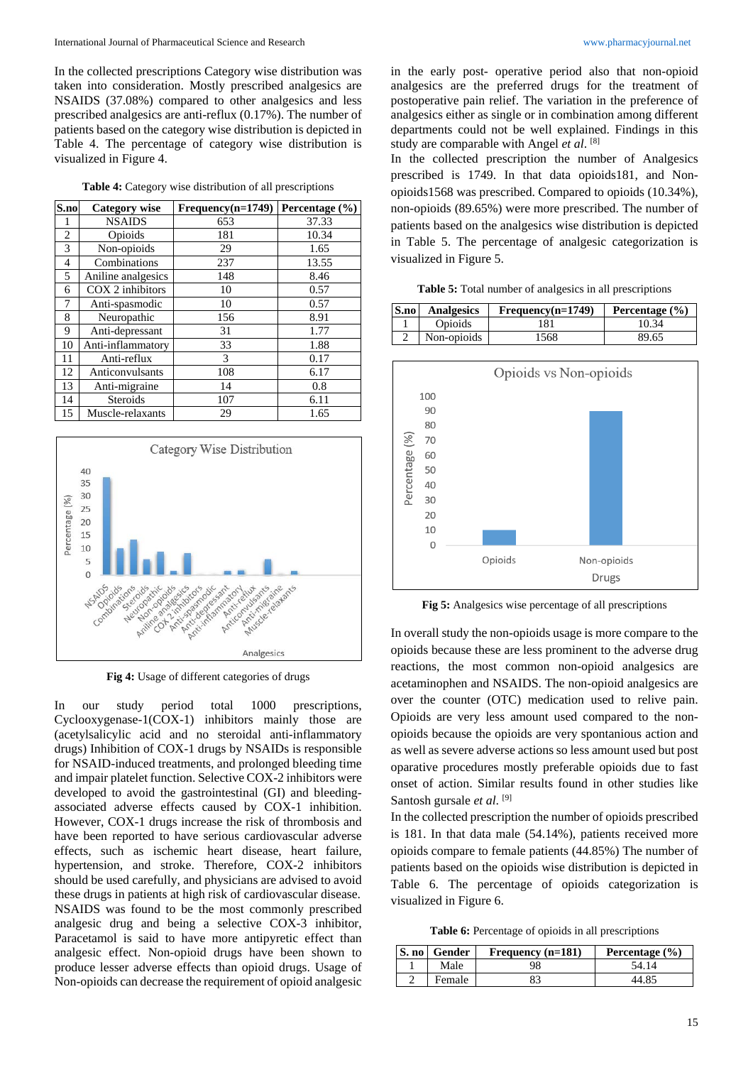In the collected prescriptions Category wise distribution was taken into consideration. Mostly prescribed analgesics are NSAIDS (37.08%) compared to other analgesics and less prescribed analgesics are anti-reflux (0.17%). The number of patients based on the category wise distribution is depicted in Table 4. The percentage of category wise distribution is visualized in Figure 4.

**Table 4:** Category wise distribution of all prescriptions

| S.no | Category wise | Frequency(n=1749) | Percentage (%) |
|---|---|---|---|
| 1 | NSAIDS | 653 | 37.33 |
| 2 | Opioids | 181 | 10.34 |
| 3 | Non-opioids | 29 | 1.65 |
| 4 | Combinations | 237 | 13.55 |
| 5 | Aniline analgesics | 148 | 8.46 |
| 6 | COX 2 inhibitors | 10 | 0.57 |
| 7 | Anti-spasmodic | 10 | 0.57 |
| 8 | Neuropathic | 156 | 8.91 |
| 9 | Anti-depressant | 31 | 1.77 |
| 10 | Anti-inflammatory | 33 | 1.88 |
| 11 | Anti-reflux | 3 | 0.17 |
| 12 | Anticonvulsants | 108 | 6.17 |
| 13 | Anti-migraine | 14 | 0.8 |
| 14 | Steroids | 107 | 6.11 |
| 15 | Muscle-relaxants | 29 | 1.65 |

**Fig 4:** Usage of different categories of drugs

In our study period total 1000 prescriptions, Cyclooxygenase-1(COX-1) inhibitors mainly those are (acetylsalicylic acid and no steroidal anti-inflammatory drugs) Inhibition of COX-1 drugs by NSAIDs is responsible for NSAID-induced treatments, and prolonged bleeding time and impair platelet function. Selective COX-2 inhibitors were developed to avoid the gastrointestinal (GI) and bleeding-associated adverse effects caused by COX-1 inhibition. However, COX-1 drugs increase the risk of thrombosis and have been reported to have serious cardiovascular adverse effects, such as ischemic heart disease, heart failure, hypertension, and stroke. Therefore, COX-2 inhibitors should be used carefully, and physicians are advised to avoid these drugs in patients at high risk of cardiovascular disease. NSAIDS was found to be the most commonly prescribed analgesic drug and being a selective COX-3 inhibitor, Paracetamol is said to have more antipyretic effect than analgesic effect. Non-opioid drugs have been shown to produce lesser adverse effects than opioid drugs. Usage of Non-opioids can decrease the requirement of opioid analgesic in the early post- operative period also that non-opioid analgesics are the preferred drugs for the treatment of postoperative pain relief. The variation in the preference of analgesics either as single or in combination among different departments could not be well explained. Findings in this study are comparable with Angel *et al.* [8]

In the collected prescription the number of Analgesics prescribed is 1749. In that data opioids181, and Non-opioids1568 was prescribed. Compared to opioids (10.34%), non-opioids (89.65%) were more prescribed. The number of patients based on the analgesics wise distribution is depicted in Table 5. The percentage of analgesic categorization is visualized in Figure 5.

**Table 5:** Total number of analgesics in all prescriptions

| S.no | Analgesics | Frequency(n=1749) | Percentage (%) |
|---|---|---|---|
| 1 | Opioids | 181 | 10.34 |
| 2 | Non-opioids | 1568 | 89.65 |

**Fig 5:** Analgesics wise percentage of all prescriptions

In overall study the non-opioids usage is more compare to the opioids because these are less prominent to the adverse drug reactions, the most common non-opioid analgesics are acetaminophen and NSAIDS. The non-opioid analgesics are over the counter (OTC) medication used to relive pain. Opioids are very less amount used compared to the non-opioids because the opioids are very spontanious action and as well as severe adverse actions so less amount used but post oparative procedures mostly preferable opioids due to fast onset of action. Similar results found in other studies like Santosh gursale *et al.* [9]

In the collected prescription the number of opioids prescribed is 181. In that data male (54.14%), patients received more opioids compare to female patients (44.85%) The number of patients based on the opioids wise distribution is depicted in Table 6. The percentage of opioids categorization is visualized in Figure 6.

**Table 6:** Percentage of opioids in all prescriptions

| S. no | Gender | Frequency (n=181) | Percentage (%) |
|---|---|---|---|
| 1 | Male | 98 | 54.14 |
| 2 | Female | 83 | 44.85 |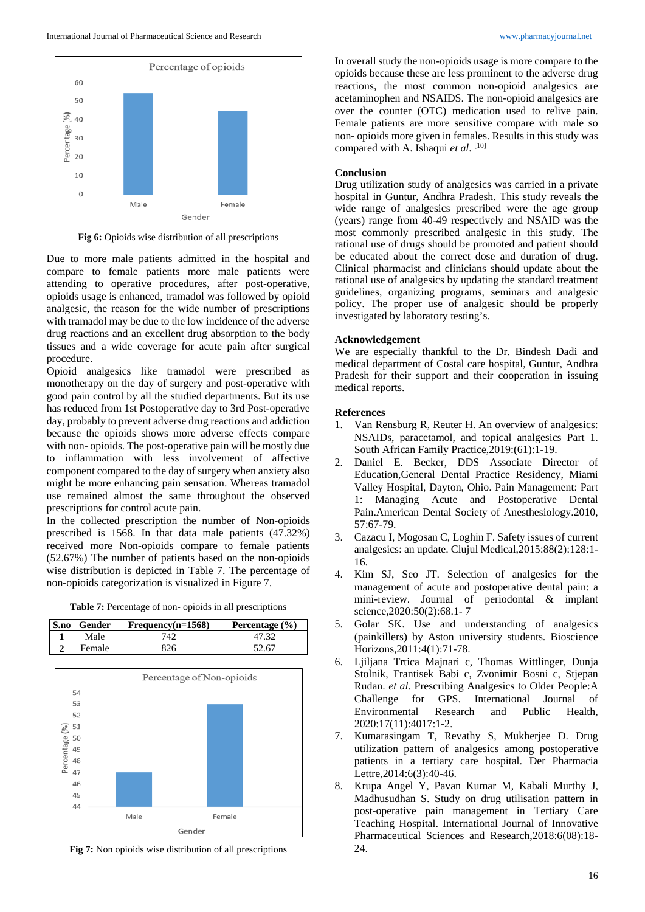Fig 6: Opioids wise distribution of all prescriptions

Due to more male patients admitted in the hospital and compare to female patients more male patients were attending to operative procedures, after post-operative, opioids usage is enhanced, tramadol was followed by opioid analgesic, the reason for the wide number of prescriptions with tramadol may be due to the low incidence of the adverse drug reactions and an excellent drug absorption to the body tissues and a wide coverage for acute pain after surgical procedure.

Opioid analgesics like tramadol were prescribed as monotherapy on the day of surgery and post-operative with good pain control by all the studied departments. But its use has reduced from 1st Postoperative day to 3rd Post-operative day, probably to prevent adverse drug reactions and addiction because the opioids shows more adverse effects compare with non- opioids. The post-operative pain will be mostly due to inflammation with less involvement of affective component compared to the day of surgery when anxiety also might be more enhancing pain sensation. Whereas tramadol use remained almost the same throughout the observed prescriptions for control acute pain.

In the collected prescription the number of Non-opioids prescribed is 1568. In that data male patients (47.32%) received more Non-opioids compare to female patients (52.67%) The number of patients based on the non-opioids wise distribution is depicted in Table 7. The percentage of non-opioids categorization is visualized in Figure 7.

**Table 7:** Percentage of non- opioids in all prescriptions

| S.no | Gender | Frequency(n=1568) | Percentage (%) |
|---|---|---|---|
| 1 | Male | 742 | 47.32 |
| 2 | Female | 826 | 52.67 |

Fig 7: Non opioids wise distribution of all prescriptions

In overall study the non-opioids usage is more compare to the opioids because these are less prominent to the adverse drug reactions, the most common non-opioid analgesics are acetaminophen and NSAIDS. The non-opioid analgesics are over the counter (OTC) medication used to relive pain. Female patients are more sensitive compare with male so non- opioids more given in females. Results in this study was compared with A. Ishaqui *et al.* [10]

## Conclusion

Drug utilization study of analgesics was carried in a private hospital in Guntur, Andhra Pradesh. This study reveals the wide range of analgesics prescribed were the age group (years) range from 40-49 respectively and NSAID was the most commonly prescribed analgesic in this study. The rational use of drugs should be promoted and patient should be educated about the correct dose and duration of drug. Clinical pharmacist and clinicians should update about the rational use of analgesics by updating the standard treatment guidelines, organizing programs, seminars and analgesic policy. The proper use of analgesic should be properly investigated by laboratory testing's.

## Acknowledgement

We are especially thankful to the Dr. Bindesh Dadi and medical department of Costal care hospital, Guntur, Andhra Pradesh for their support and their cooperation in issuing medical reports.

## References

1. Van Rensburg R, Reuter H. An overview of analgesics: NSAIDs, paracetamol, and topical analgesics Part 1. South African Family Practice,2019:(61):1-19.
2. Daniel E. Becker, DDS Associate Director of Education,General Dental Practice Residency, Miami Valley Hospital, Dayton, Ohio. Pain Management: Part 1: Managing Acute and Postoperative Dental Pain.American Dental Society of Anesthesiology.2010, 57:67-79.
3. Cazacu I, Mogosan C, Loghin F. Safety issues of current analgesics: an update. Clujul Medical,2015:88(2):128:1-16.
4. Kim SJ, Seo JT. Selection of analgesics for the management of acute and postoperative dental pain: a mini-review. Journal of periodontal & implant science,2020:50(2):68.1- 7
5. Golar SK. Use and understanding of analgesics (painkillers) by Aston university students. Bioscience Horizons,2011:4(1):71-78.
6. Ljiljana Trtica Majnari c, Thomas Wittlinger, Dunja Stolnik, Frantisek Babi c, Zvonimir Bosni c, Stjepan Rudan. *et al.* Prescribing Analgesics to Older People:A Challenge for GPS. International Journal of Environmental Research and Public Health, 2020:17(11):4017:1-2.
7. Kumarasingam T, Revathy S, Mukherjee D. Drug utilization pattern of analgesics among postoperative patients in a tertiary care hospital. Der Pharmacia Lettre,2014:6(3):40-46.
8. Krupa Angel Y, Pavan Kumar M, Kabali Murthy J, Madhusudhan S. Study on drug utilisation pattern in post-operative pain management in Tertiary Care Teaching Hospital. International Journal of Innovative Pharmaceutical Sciences and Research,2018:6(08):18-24.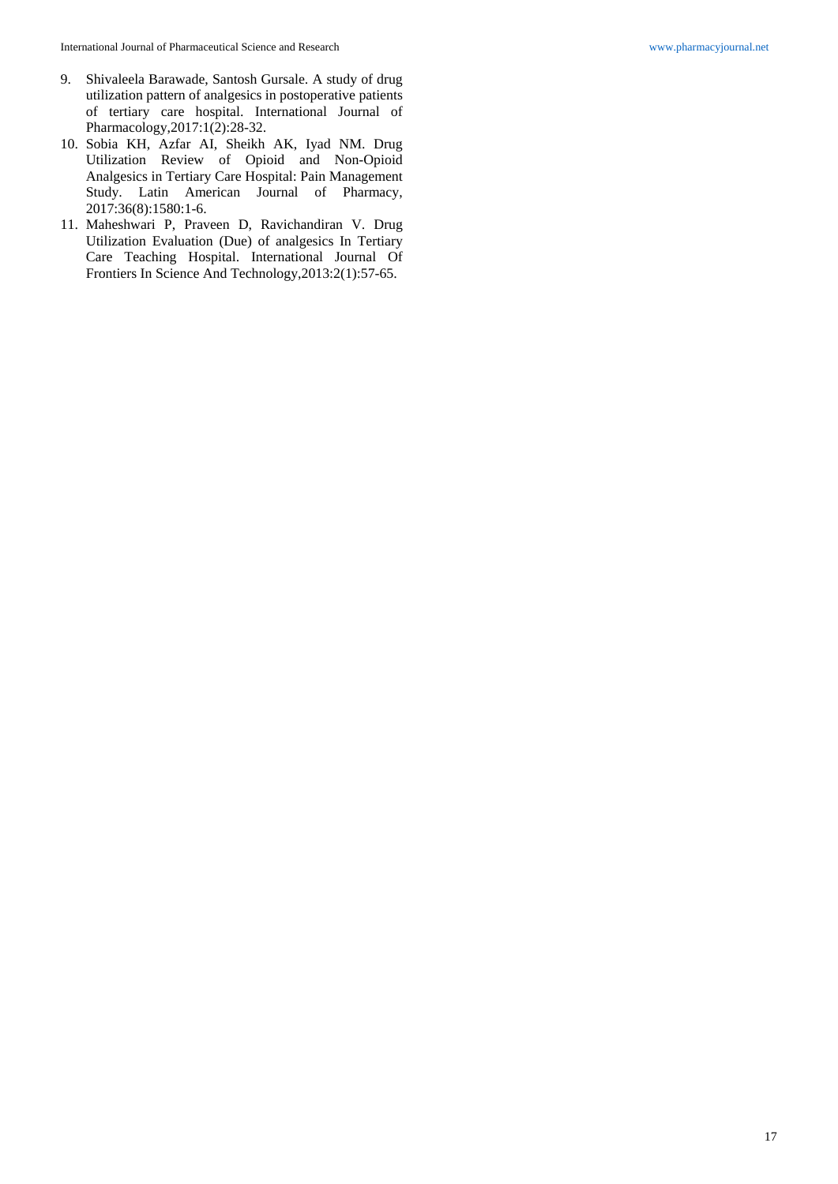9. Shivaleela Barawade, Santosh Gursale. A study of drug utilization pattern of analgesics in postoperative patients of tertiary care hospital. International Journal of Pharmacology,2017:1(2):28-32.
10. Sobia KH, Azfar AI, Sheikh AK, Iyad NM. Drug Utilization Review of Opioid and Non-Opioid Analgesics in Tertiary Care Hospital: Pain Management Study. Latin American Journal of Pharmacy, 2017:36(8):1580:1-6.
11. Maheshwari P, Praveen D, Ravichandiran V. Drug Utilization Evaluation (Due) of analgesics In Tertiary Care Teaching Hospital. International Journal Of Frontiers In Science And Technology,2013:2(1):57-65.